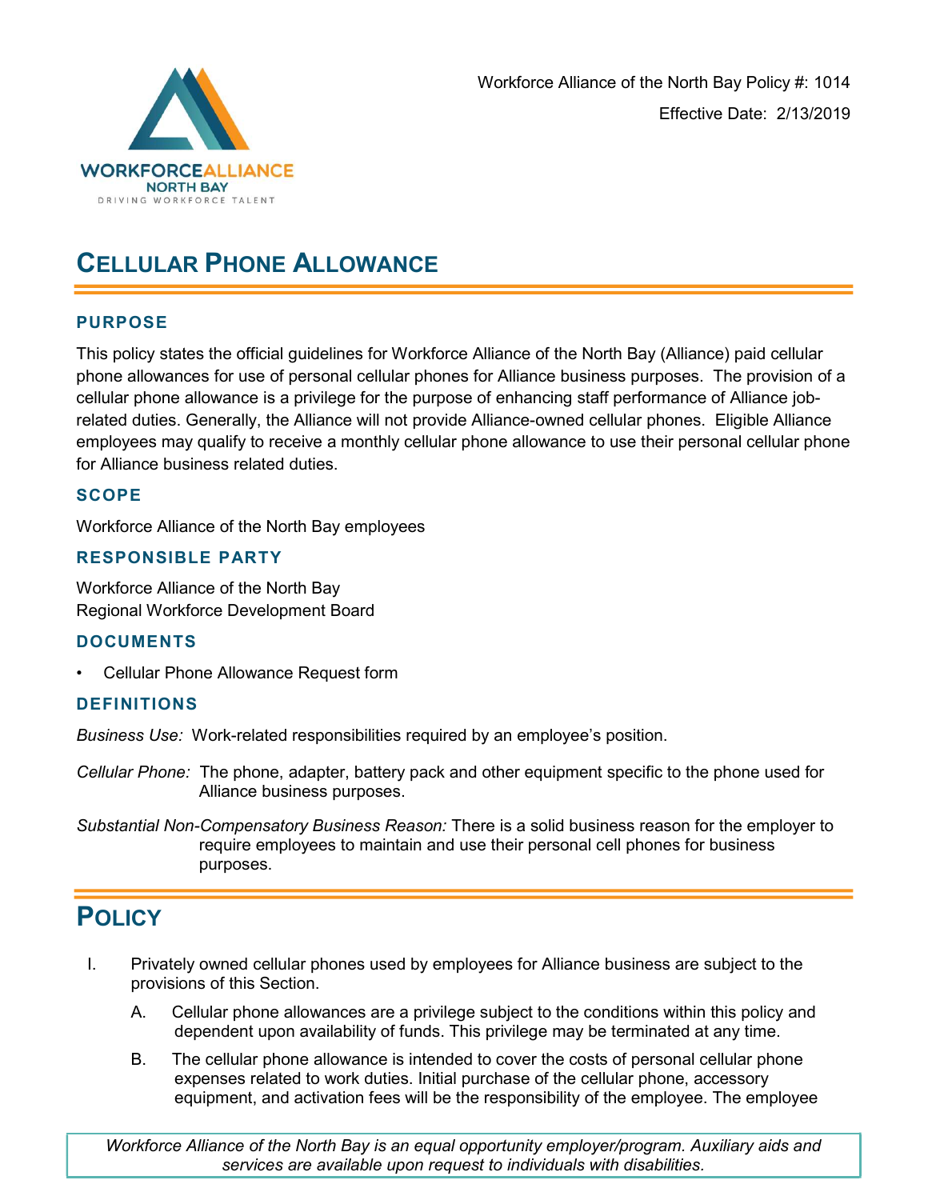Workforce Alliance of the North Bay Policy #: 1014

Effective Date: 2/13/2019

# CELLULAR PHONE ALLOWANCE

## PURPOSE

This policy states the official guidelines for Workforce Alliance of the North Bay (Alliance) paid cellular phone allowances for use of personal cellular phones for Alliance business purposes. The provision of a cellular phone allowance is a privilege for the purpose of enhancing staff performance of Alliance job-related duties. Generally, the Alliance will not provide Alliance-owned cellular phones. Eligible Alliance employees may qualify to receive a monthly cellular phone allowance to use their personal cellular phone for Alliance business related duties.

## SCOPE

Workforce Alliance of the North Bay employees

## RESPONSIBLE PARTY

Workforce Alliance of the North Bay
Regional Workforce Development Board

## DOCUMENTS

- Cellular Phone Allowance Request form

## DEFINITIONS

*Business Use:* Work-related responsibilities required by an employee's position.

*Cellular Phone:* The phone, adapter, battery pack and other equipment specific to the phone used for Alliance business purposes.

*Substantial Non-Compensatory Business Reason:* There is a solid business reason for the employer to require employees to maintain and use their personal cell phones for business purposes.

# POLICY

I. Privately owned cellular phones used by employees for Alliance business are subject to the provisions of this Section.

   A. Cellular phone allowances are a privilege subject to the conditions within this policy and dependent upon availability of funds. This privilege may be terminated at any time.

   B. The cellular phone allowance is intended to cover the costs of personal cellular phone expenses related to work duties. Initial purchase of the cellular phone, accessory equipment, and activation fees will be the responsibility of the employee. The employee

*Workforce Alliance of the North Bay is an equal opportunity employer/program. Auxiliary aids and services are available upon request to individuals with disabilities.*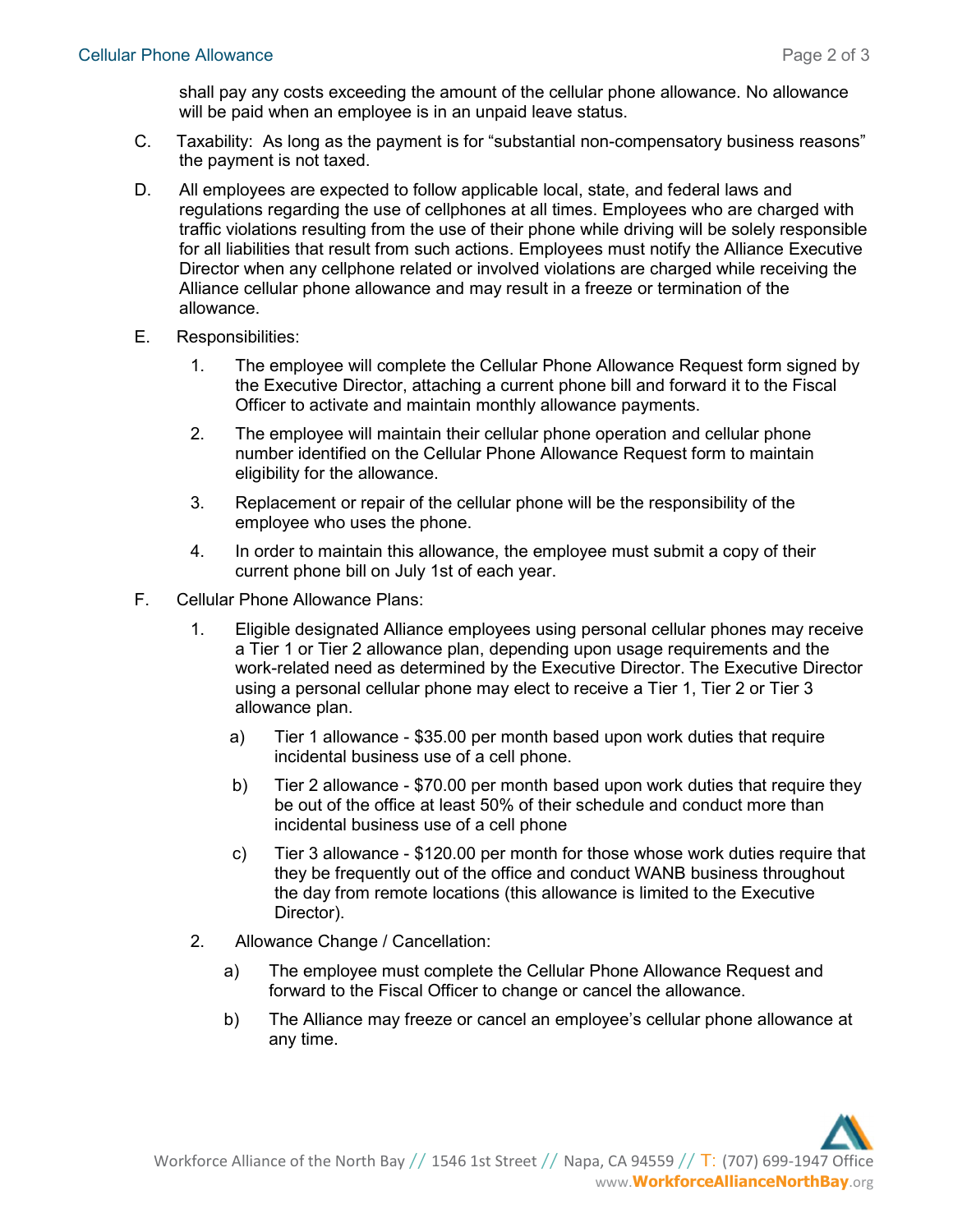shall pay any costs exceeding the amount of the cellular phone allowance. No allowance will be paid when an employee is in an unpaid leave status.

C. Taxability: As long as the payment is for "substantial non-compensatory business reasons" the payment is not taxed.

D. All employees are expected to follow applicable local, state, and federal laws and regulations regarding the use of cellphones at all times. Employees who are charged with traffic violations resulting from the use of their phone while driving will be solely responsible for all liabilities that result from such actions. Employees must notify the Alliance Executive Director when any cellphone related or involved violations are charged while receiving the Alliance cellular phone allowance and may result in a freeze or termination of the allowance.

E. Responsibilities:

   1. The employee will complete the Cellular Phone Allowance Request form signed by the Executive Director, attaching a current phone bill and forward it to the Fiscal Officer to activate and maintain monthly allowance payments.

   2. The employee will maintain their cellular phone operation and cellular phone number identified on the Cellular Phone Allowance Request form to maintain eligibility for the allowance.

   3. Replacement or repair of the cellular phone will be the responsibility of the employee who uses the phone.

   4. In order to maintain this allowance, the employee must submit a copy of their current phone bill on July 1st of each year.

F. Cellular Phone Allowance Plans:

   1. Eligible designated Alliance employees using personal cellular phones may receive a Tier 1 or Tier 2 allowance plan, depending upon usage requirements and the work-related need as determined by the Executive Director. The Executive Director using a personal cellular phone may elect to receive a Tier 1, Tier 2 or Tier 3 allowance plan.

      a) Tier 1 allowance - $35.00 per month based upon work duties that require incidental business use of a cell phone.

      b) Tier 2 allowance - $70.00 per month based upon work duties that require they be out of the office at least 50% of their schedule and conduct more than incidental business use of a cell phone

      c) Tier 3 allowance - $120.00 per month for those whose work duties require that they be frequently out of the office and conduct WANB business throughout the day from remote locations (this allowance is limited to the Executive Director).

   2. Allowance Change / Cancellation:

      a) The employee must complete the Cellular Phone Allowance Request and forward to the Fiscal Officer to change or cancel the allowance.

      b) The Alliance may freeze or cancel an employee's cellular phone allowance at any time.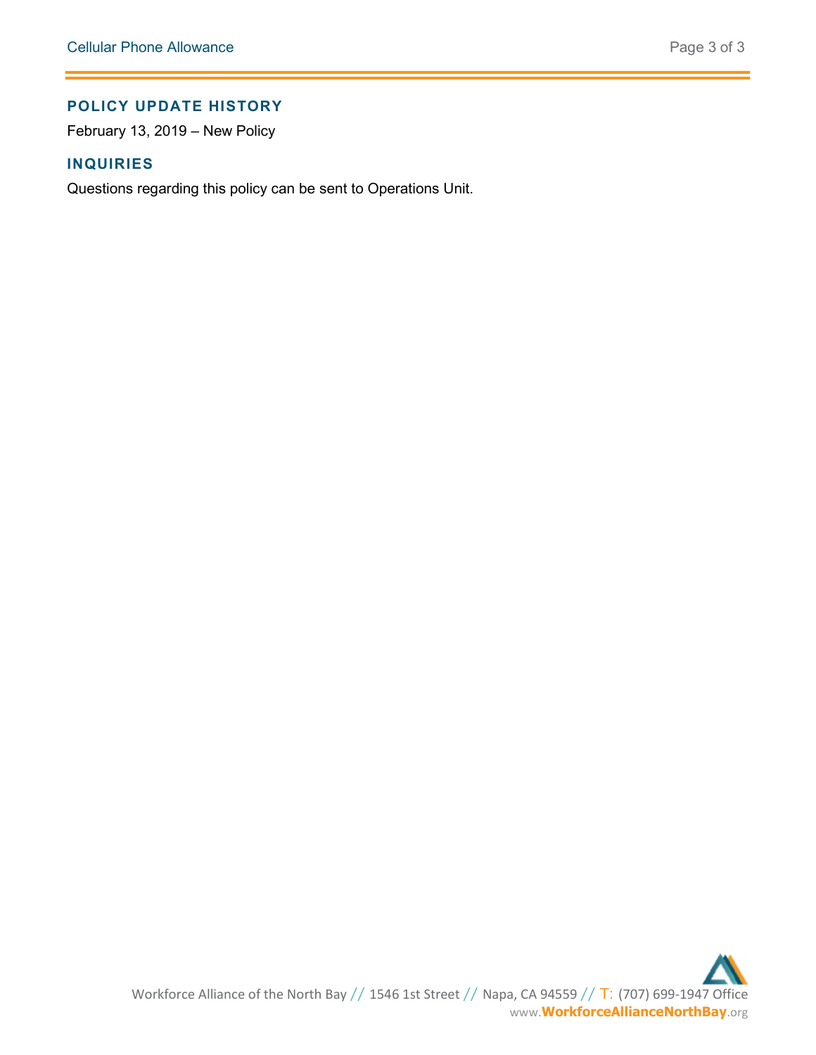## POLICY UPDATE HISTORY

February 13, 2019 – New Policy

## INQUIRIES

Questions regarding this policy can be sent to Operations Unit.